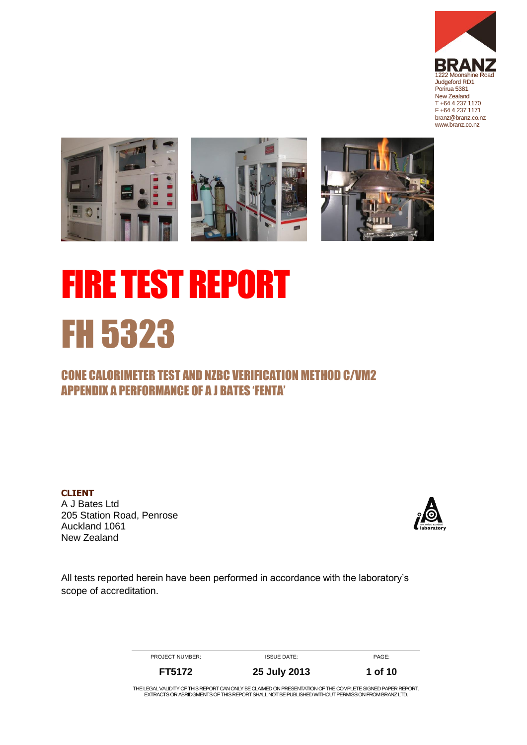BRANZ
1222 Moonshine Road
Judgeford RD1
Porirua 5381
New Zealand
T +64 4 237 1170
F +64 4 237 1171
branz@branz.co.nz
www.branz.co.nz

# FIRE TEST REPORT

# FH 5323

## CONE CALORIMETER TEST AND NZBC VERIFICATION METHOD C/VM2 APPENDIX A PERFORMANCE OF A J BATES 'FENTA'

**CLIENT**
A J Bates Ltd
205 Station Road, Penrose
Auckland 1061
New Zealand

All tests reported herein have been performed in accordance with the laboratory's scope of accreditation.

| PROJECT NUMBER: | ISSUE DATE: | PAGE: |
| --- | --- | --- |
| **FT5172** | **25 July 2013** | **1 of 10** |

THE LEGAL VALIDITY OF THIS REPORT CAN ONLY BE CLAIMED ON PRESENTATION OF THE COMPLETE SIGNED PAPER REPORT. EXTRACTS OR ABRIDGMENTS OF THIS REPORT SHALL NOT BE PUBLISHED WITHOUT PERMISSION FROM BRANZ LTD.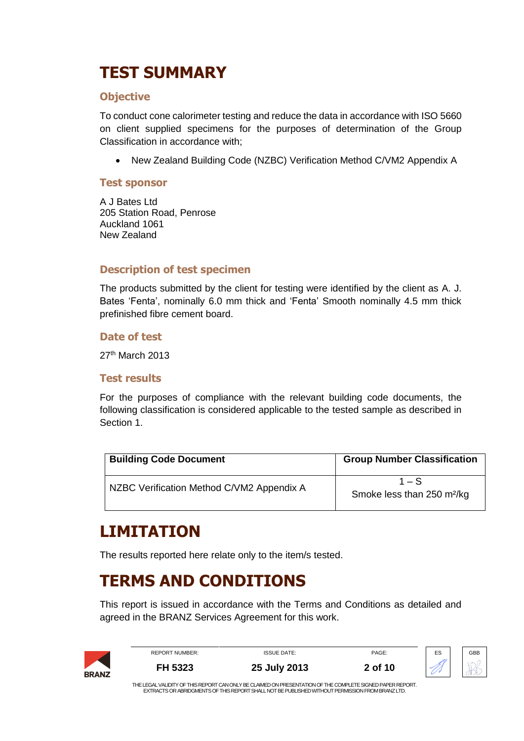# TEST SUMMARY

## Objective

To conduct cone calorimeter testing and reduce the data in accordance with ISO 5660 on client supplied specimens for the purposes of determination of the Group Classification in accordance with;

- New Zealand Building Code (NZBC) Verification Method C/VM2 Appendix A

## Test sponsor

A J Bates Ltd
205 Station Road, Penrose
Auckland 1061
New Zealand

## Description of test specimen

The products submitted by the client for testing were identified by the client as A. J. Bates 'Fenta', nominally 6.0 mm thick and 'Fenta' Smooth nominally 4.5 mm thick prefinished fibre cement board.

## Date of test

27th March 2013

## Test results

For the purposes of compliance with the relevant building code documents, the following classification is considered applicable to the tested sample as described in Section 1.

| Building Code Document | Group Number Classification |
|---|---|
| NZBC Verification Method C/VM2 Appendix A | 1 – S<br>Smoke less than 250 $m^2/kg$ |

# LIMITATION

The results reported here relate only to the item/s tested.

# TERMS AND CONDITIONS

This report is issued in accordance with the Terms and Conditions as detailed and agreed in the BRANZ Services Agreement for this work.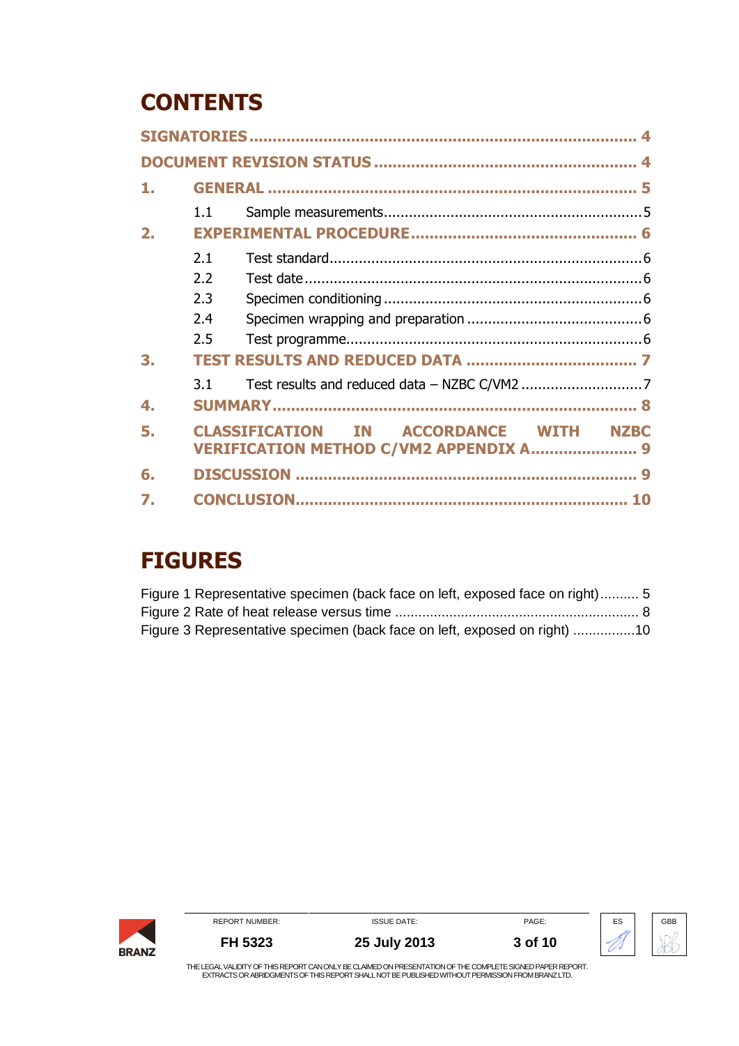# CONTENTS

| | | |
|---|---|---|
| **SIGNATORIES** | | **4** |
| **DOCUMENT REVISION STATUS** | | **4** |
| **1.** | **GENERAL** | **5** |
| | 1.1 Sample measurements | 5 |
| **2.** | **EXPERIMENTAL PROCEDURE** | **6** |
| | 2.1 Test standard | 6 |
| | 2.2 Test date | 6 |
| | 2.3 Specimen conditioning | 6 |
| | 2.4 Specimen wrapping and preparation | 6 |
| | 2.5 Test programme | 6 |
| **3.** | **TEST RESULTS AND REDUCED DATA** | **7** |
| | 3.1 Test results and reduced data – NZBC C/VM2 | 7 |
| **4.** | **SUMMARY** | **8** |
| **5.** | **CLASSIFICATION IN ACCORDANCE WITH NZBC VERIFICATION METHOD C/VM2 APPENDIX A** | **9** |
| **6.** | **DISCUSSION** | **9** |
| **7.** | **CONCLUSION** | **10** |

# FIGURES

| | |
|---|---|
| Figure 1 Representative specimen (back face on left, exposed face on right) | 5 |
| Figure 2 Rate of heat release versus time | 8 |
| Figure 3 Representative specimen (back face on left, exposed on right) | 10 |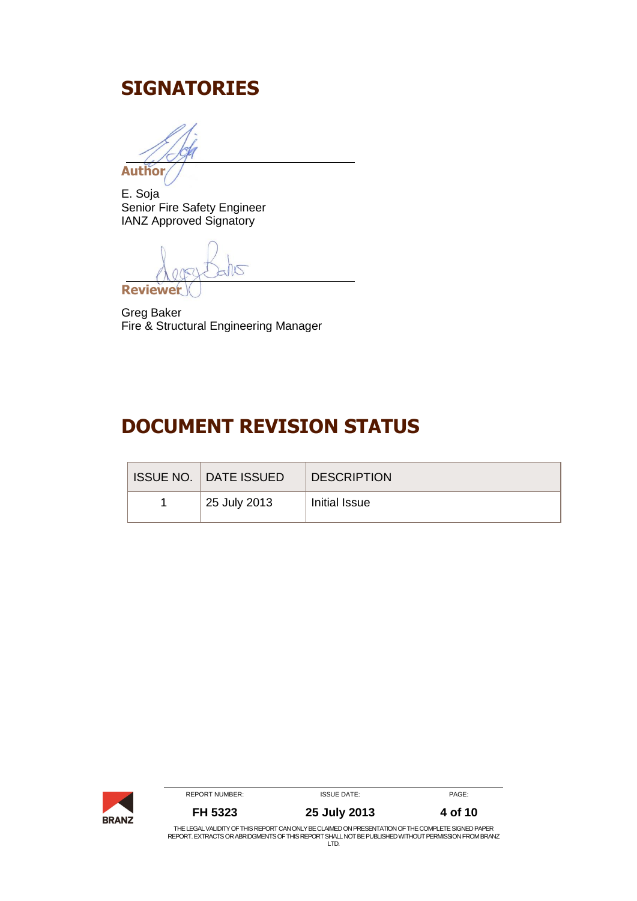# SIGNATORIES

**Author**

E. Soja
Senior Fire Safety Engineer
IANZ Approved Signatory

**Reviewer**

Greg Baker
Fire & Structural Engineering Manager

# DOCUMENT REVISION STATUS

| ISSUE NO. | DATE ISSUED | DESCRIPTION |
|---|---|---|
| 1 | 25 July 2013 | Initial Issue |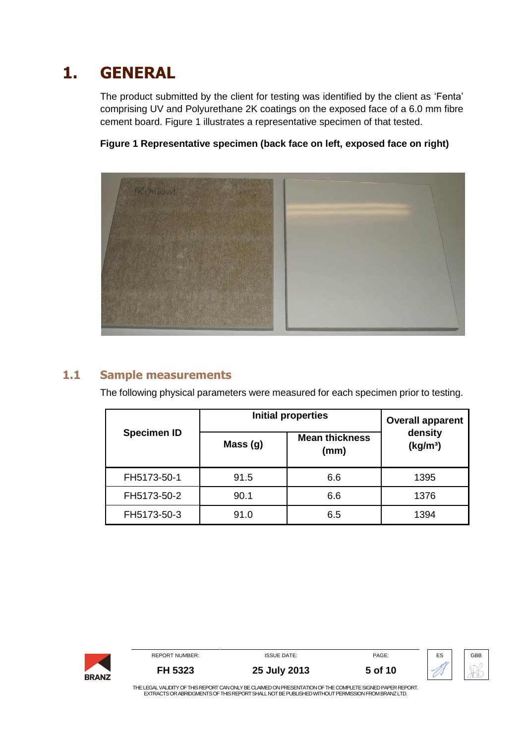# 1. GENERAL

The product submitted by the client for testing was identified by the client as 'Fenta' comprising UV and Polyurethane 2K coatings on the exposed face of a 6.0 mm fibre cement board. Figure 1 illustrates a representative specimen of that tested.

**Figure 1 Representative specimen (back face on left, exposed face on right)**

## 1.1 Sample measurements

The following physical parameters were measured for each specimen prior to testing.

| Specimen ID | Initial properties | | Overall apparent density ($kg/m^3$) |
|---|---|---|---|
| | Mass (g) | Mean thickness (mm) | |
| FH5173-50-1 | 91.5 | 6.6 | 1395 |
| FH5173-50-2 | 90.1 | 6.6 | 1376 |
| FH5173-50-3 | 91.0 | 6.5 | 1394 |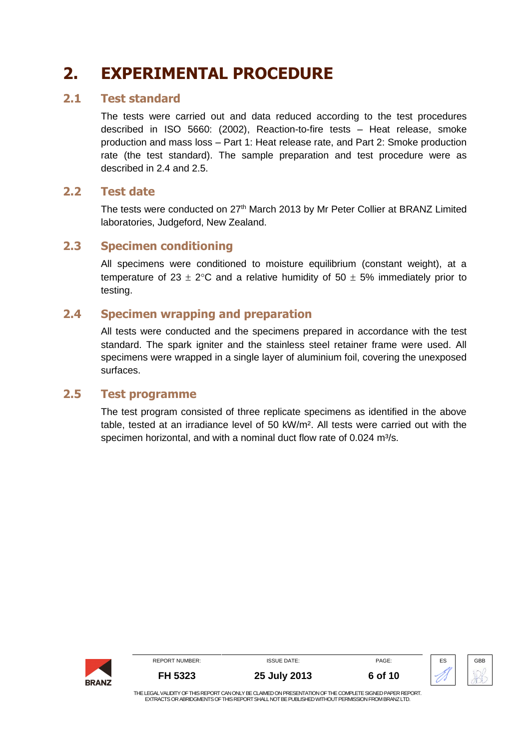# 2. EXPERIMENTAL PROCEDURE

## 2.1 Test standard

The tests were carried out and data reduced according to the test procedures described in ISO 5660: (2002), Reaction-to-fire tests – Heat release, smoke production and mass loss – Part 1: Heat release rate, and Part 2: Smoke production rate (the test standard). The sample preparation and test procedure were as described in 2.4 and 2.5.

## 2.2 Test date

The tests were conducted on 27th March 2013 by Mr Peter Collier at BRANZ Limited laboratories, Judgeford, New Zealand.

## 2.3 Specimen conditioning

All specimens were conditioned to moisture equilibrium (constant weight), at a temperature of $23 \pm 2°C$ and a relative humidity of $50 \pm 5\%$ immediately prior to testing.

## 2.4 Specimen wrapping and preparation

All tests were conducted and the specimens prepared in accordance with the test standard. The spark igniter and the stainless steel retainer frame were used. All specimens were wrapped in a single layer of aluminium foil, covering the unexposed surfaces.

## 2.5 Test programme

The test program consisted of three replicate specimens as identified in the above table, tested at an irradiance level of 50 $kW/m^2$. All tests were carried out with the specimen horizontal, and with a nominal duct flow rate of 0.024 $m^3/s$.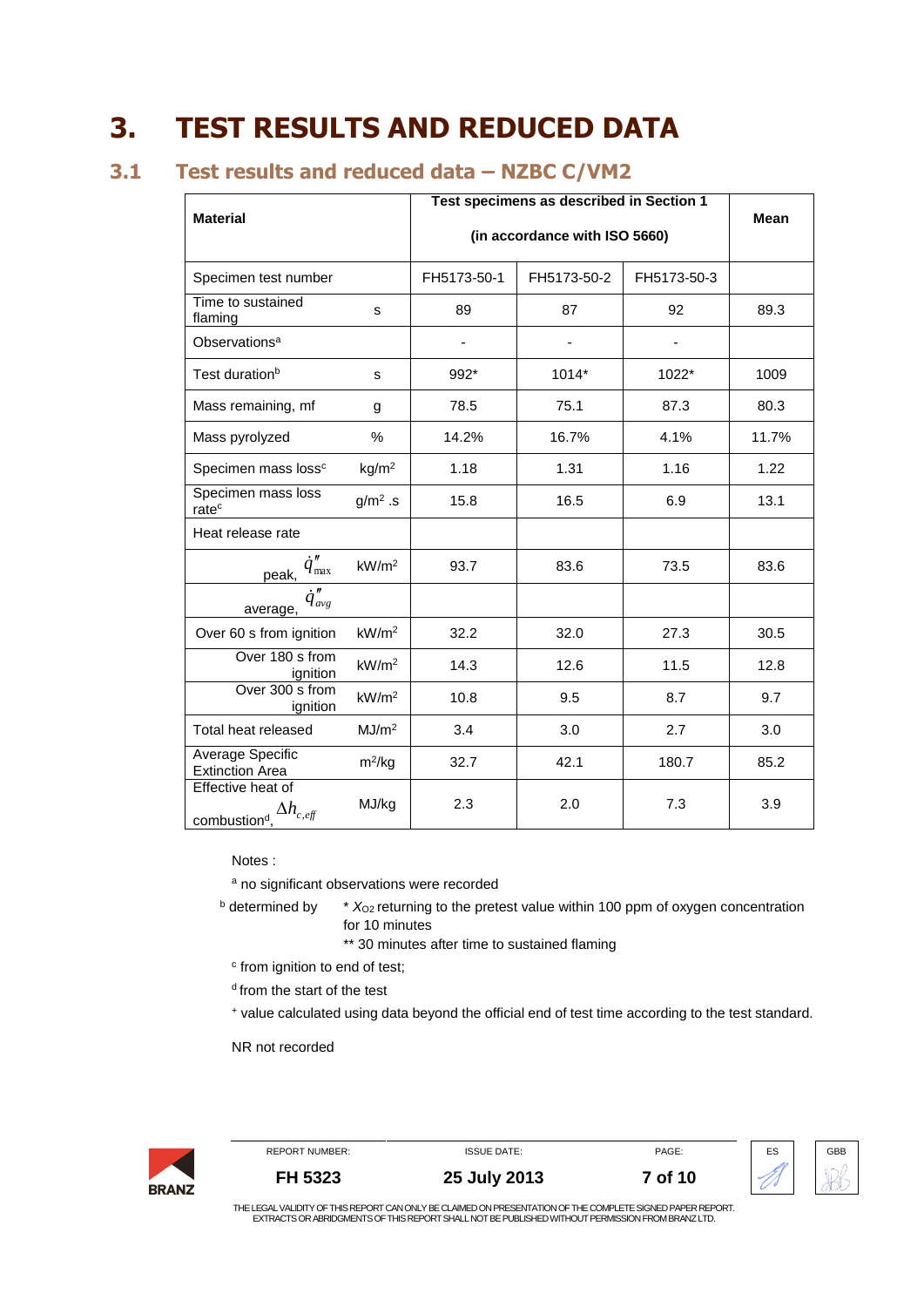# 3. TEST RESULTS AND REDUCED DATA

## 3.1 Test results and reduced data – NZBC C/VM2

| Material | | Test specimens as described in Section 1 (in accordance with ISO 5660) | | | Mean |
|---|---|---|---|---|---|
| Specimen test number | | FH5173-50-1 | FH5173-50-2 | FH5173-50-3 | |
| Time to sustained flaming | s | 89 | 87 | 92 | 89.3 |
| Observations[a] | | - | - | - | |
| Test duration[b] | s | 992* | 1014* | 1022* | 1009 |
| Mass remaining, mf | g | 78.5 | 75.1 | 87.3 | 80.3 |
| Mass pyrolyzed | % | 14.2% | 16.7% | 4.1% | 11.7% |
| Specimen mass loss[c] | kg/m$^2$ | 1.18 | 1.31 | 1.16 | 1.22 |
| Specimen mass loss rate[c] | g/m$^2$ .s | 15.8 | 16.5 | 6.9 | 13.1 |
| Heat release rate | | | | | |
| peak, $\dot{q}''_{max}$ | kW/m$^2$ | 93.7 | 83.6 | 73.5 | 83.6 |
| average, $\dot{q}''_{avg}$ | | | | | |
| Over 60 s from ignition | kW/m$^2$ | 32.2 | 32.0 | 27.3 | 30.5 |
| Over 180 s from ignition | kW/m$^2$ | 14.3 | 12.6 | 11.5 | 12.8 |
| Over 300 s from ignition | kW/m$^2$ | 10.8 | 9.5 | 8.7 | 9.7 |
| Total heat released | MJ/m$^2$ | 3.4 | 3.0 | 2.7 | 3.0 |
| Average Specific Extinction Area | m$^2$/kg | 32.7 | 42.1 | 180.7 | 85.2 |
| Effective heat of combustion[d], $\Delta h_{c,eff}$ | MJ/kg | 2.3 | 2.0 | 7.3 | 3.9 |

Notes :

[a] no significant observations were recorded

[b] determined by
* $X_{O2}$ returning to the pretest value within 100 ppm of oxygen concentration for 10 minutes
** 30 minutes after time to sustained flaming

[c] from ignition to end of test;

[d] from the start of the test

[+] value calculated using data beyond the official end of test time according to the test standard.

NR not recorded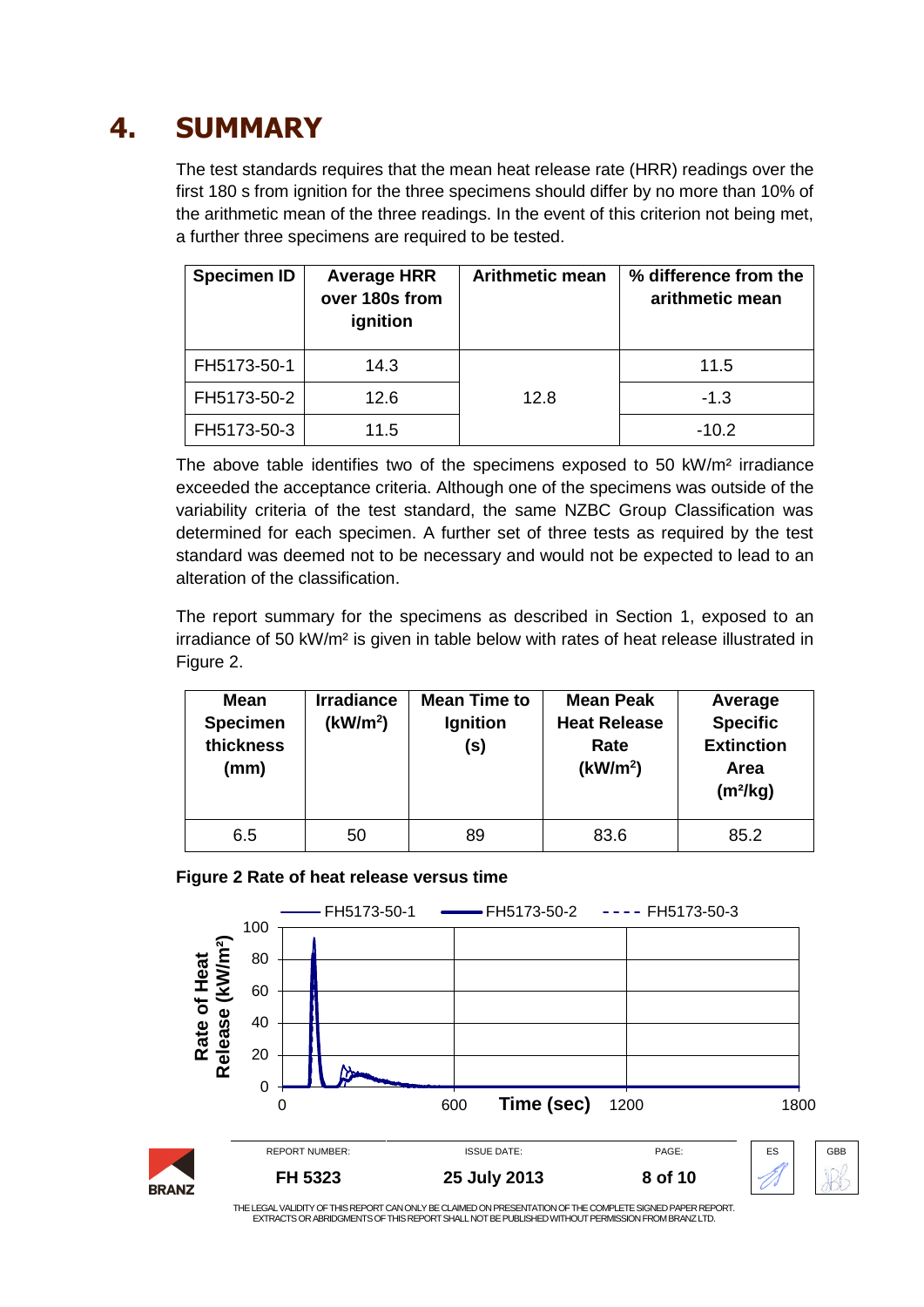# 4. SUMMARY

The test standards requires that the mean heat release rate (HRR) readings over the first 180 s from ignition for the three specimens should differ by no more than 10% of the arithmetic mean of the three readings. In the event of this criterion not being met, a further three specimens are required to be tested.

| Specimen ID | Average HRR over 180s from ignition | Arithmetic mean | % difference from the arithmetic mean |
|---|---|---|---|
| FH5173-50-1 | 14.3 | 12.8 | 11.5 |
| FH5173-50-2 | 12.6 | | -1.3 |
| FH5173-50-3 | 11.5 | | -10.2 |

The above table identifies two of the specimens exposed to 50 kW/m² irradiance exceeded the acceptance criteria. Although one of the specimens was outside of the variability criteria of the test standard, the same NZBC Group Classification was determined for each specimen. A further set of three tests as required by the test standard was deemed not to be necessary and would not be expected to lead to an alteration of the classification.

The report summary for the specimens as described in Section 1, exposed to an irradiance of 50 kW/m² is given in table below with rates of heat release illustrated in Figure 2.

| Mean Specimen thickness (mm) | Irradiance (kW/m²) | Mean Time to Ignition (s) | Mean Peak Heat Release Rate (kW/m²) | Average Specific Extinction Area (m²/kg) |
|---|---|---|---|---|
| 6.5 | 50 | 89 | 83.6 | 85.2 |

**Figure 2 Rate of heat release versus time**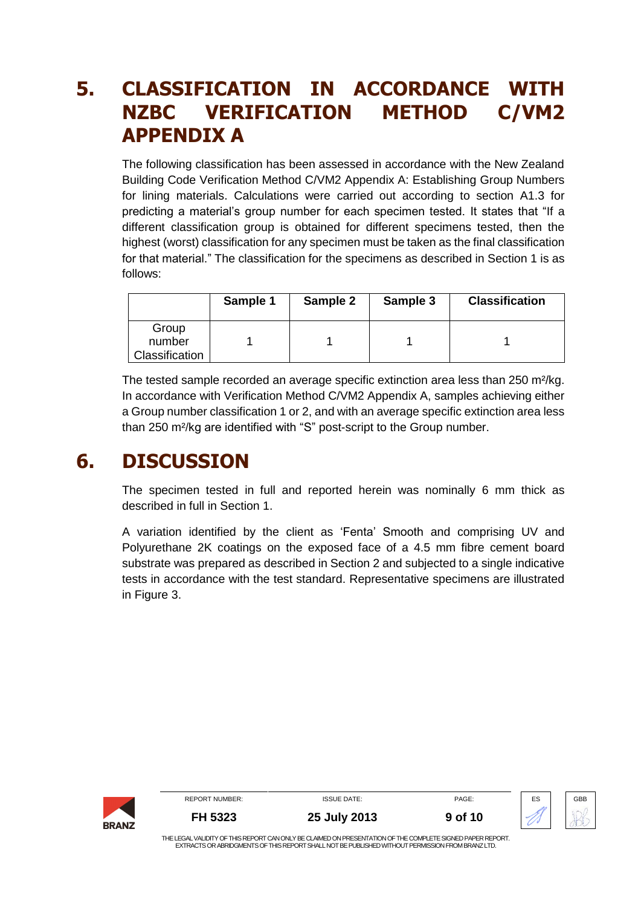# 5. CLASSIFICATION IN ACCORDANCE WITH NZBC VERIFICATION METHOD C/VM2 APPENDIX A

The following classification has been assessed in accordance with the New Zealand Building Code Verification Method C/VM2 Appendix A: Establishing Group Numbers for lining materials. Calculations were carried out according to section A1.3 for predicting a material's group number for each specimen tested. It states that "If a different classification group is obtained for different specimens tested, then the highest (worst) classification for any specimen must be taken as the final classification for that material." The classification for the specimens as described in Section 1 is as follows:

| | Sample 1 | Sample 2 | Sample 3 | Classification |
|---|---|---|---|---|
| Group number Classification | 1 | 1 | 1 | 1 |

The tested sample recorded an average specific extinction area less than 250 m²/kg. In accordance with Verification Method C/VM2 Appendix A, samples achieving either a Group number classification 1 or 2, and with an average specific extinction area less than 250 m²/kg are identified with "S" post-script to the Group number.

# 6. DISCUSSION

The specimen tested in full and reported herein was nominally 6 mm thick as described in full in Section 1.

A variation identified by the client as 'Fenta' Smooth and comprising UV and Polyurethane 2K coatings on the exposed face of a 4.5 mm fibre cement board substrate was prepared as described in Section 2 and subjected to a single indicative tests in accordance with the test standard. Representative specimens are illustrated in Figure 3.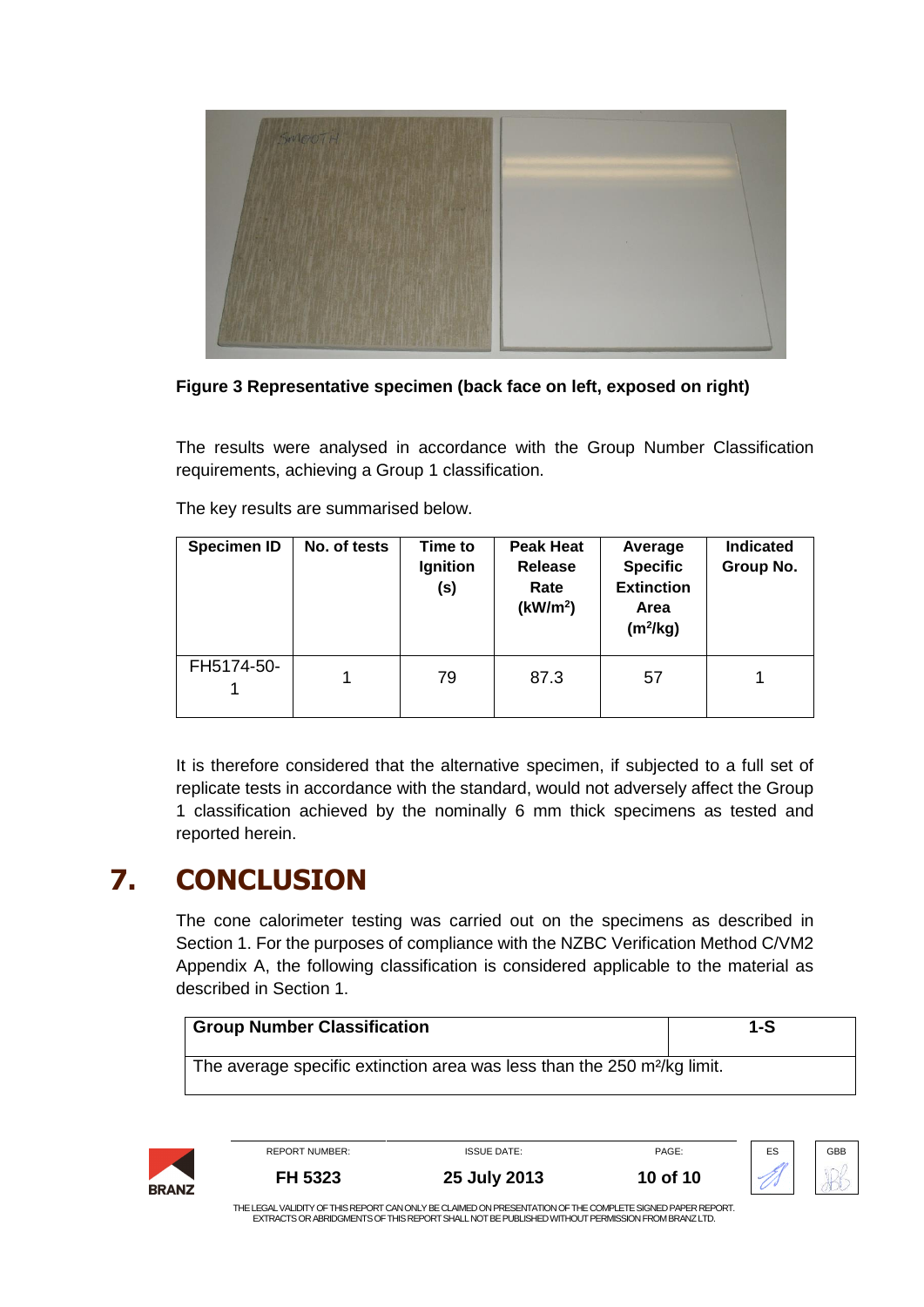**Figure 3 Representative specimen (back face on left, exposed on right)**

The results were analysed in accordance with the Group Number Classification requirements, achieving a Group 1 classification.

The key results are summarised below.

| Specimen ID | No. of tests | Time to Ignition (s) | Peak Heat Release Rate ($kW/m^2$) | Average Specific Extinction Area ($m^2/kg$) | Indicated Group No. |
|---|---|---|---|---|---|
| FH5174-50-1 | 1 | 79 | 87.3 | 57 | 1 |

It is therefore considered that the alternative specimen, if subjected to a full set of replicate tests in accordance with the standard, would not adversely affect the Group 1 classification achieved by the nominally 6 mm thick specimens as tested and reported herein.

# 7. CONCLUSION

The cone calorimeter testing was carried out on the specimens as described in Section 1. For the purposes of compliance with the NZBC Verification Method C/VM2 Appendix A, the following classification is considered applicable to the material as described in Section 1.

| **Group Number Classification** | **1-S** |
|---|---|
| The average specific extinction area was less than the 250 $m^2/kg$ limit. | |